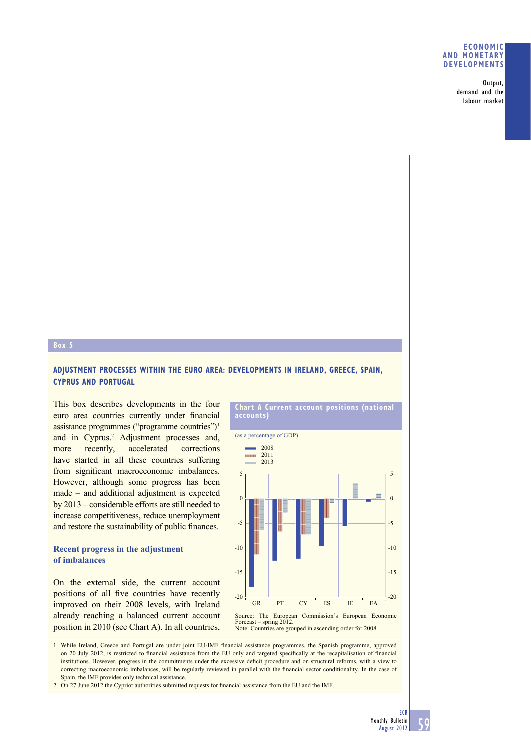## Box 5

### ADJUSTMENT PROCESSES WITHIN THE EURO AREA: DEVELOPMENTS IN IRELAND, GREECE, SPAIN, CYPRUS AND PORTUGAL

This box describes developments in the four euro area countries currently under financial assistance programmes ("programme countries")[1] and in Cyprus.[2] Adjustment processes and, more recently, accelerated corrections have started in all these countries suffering from significant macroeconomic imbalances. However, although some progress has been made – and additional adjustment is expected by 2013 – considerable efforts are still needed to increase competitiveness, reduce unemployment and restore the sustainability of public finances.

#### Recent progress in the adjustment of imbalances

On the external side, the current account positions of all five countries have recently improved on their 2008 levels, with Ireland already reaching a balanced current account position in 2010 (see Chart A). In all countries,

**Chart A Current account positions (national accounts)**

(as a percentage of GDP)

Source: The European Commission's European Economic Forecast – spring 2012.
Note: Countries are grouped in ascending order for 2008.

1 While Ireland, Greece and Portugal are under joint EU-IMF financial assistance programmes, the Spanish programme, approved on 20 July 2012, is restricted to financial assistance from the EU only and targeted specifically at the recapitalisation of financial institutions. However, progress in the commitments under the excessive deficit procedure and on structural reforms, with a view to correcting macroeconomic imbalances, will be regularly reviewed in parallel with the financial sector conditionality. In the case of Spain, the IMF provides only technical assistance.

2 On 27 June 2012 the Cypriot authorities submitted requests for financial assistance from the EU and the IMF.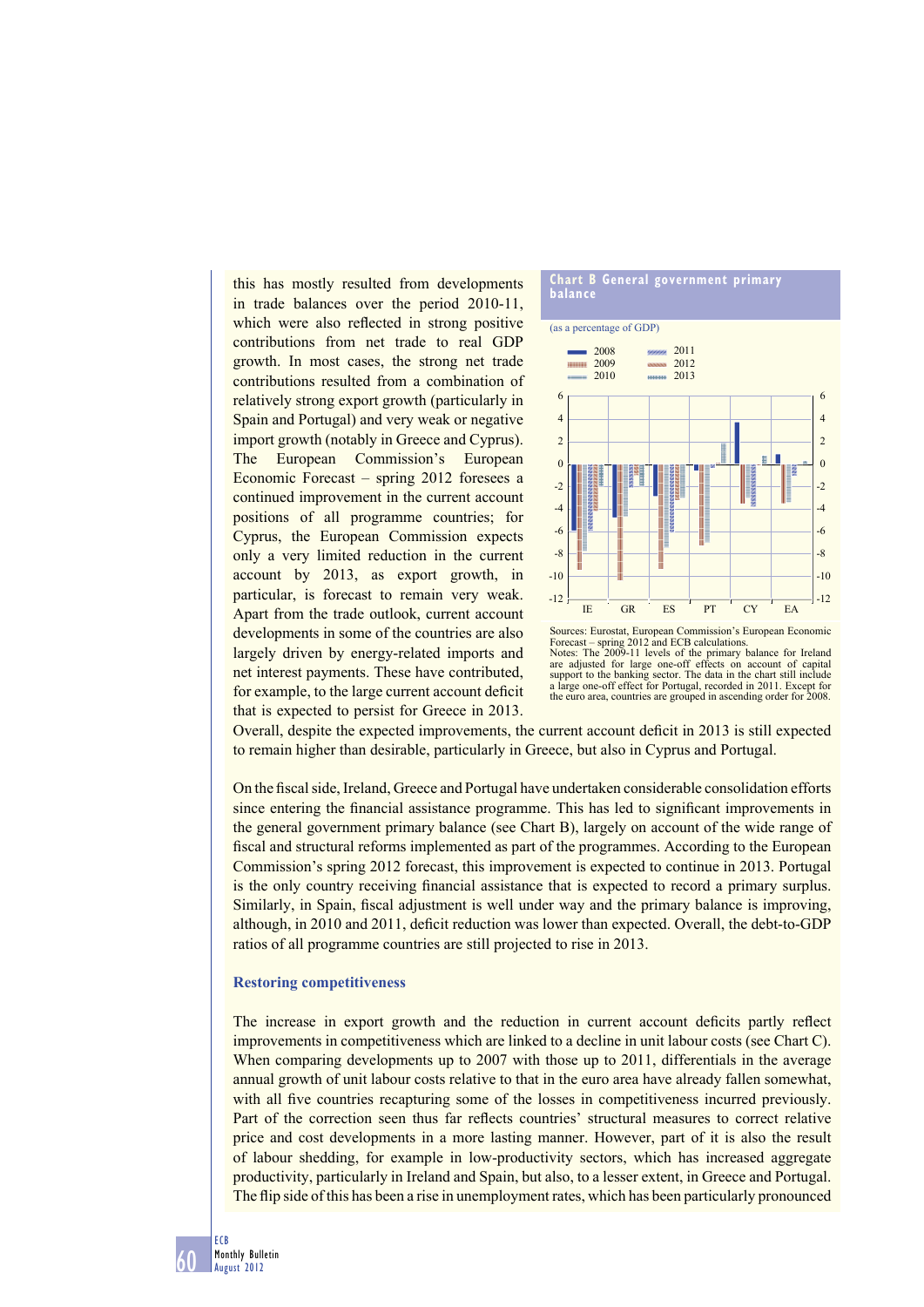this has mostly resulted from developments in trade balances over the period 2010-11, which were also reflected in strong positive contributions from net trade to real GDP growth. In most cases, the strong net trade contributions resulted from a combination of relatively strong export growth (particularly in Spain and Portugal) and very weak or negative import growth (notably in Greece and Cyprus). The European Commission's European Economic Forecast – spring 2012 foresees a continued improvement in the current account positions of all programme countries; for Cyprus, the European Commission expects only a very limited reduction in the current account by 2013, as export growth, in particular, is forecast to remain very weak. Apart from the trade outlook, current account developments in some of the countries are also largely driven by energy-related imports and net interest payments. These have contributed, for example, to the large current account deficit that is expected to persist for Greece in 2013. Overall, despite the expected improvements, the current account deficit in 2013 is still expected to remain higher than desirable, particularly in Greece, but also in Cyprus and Portugal.

**Chart B General government primary balance**

(as a percentage of GDP)

Legend: 2008, 2009, 2010, 2011, 2012, 2013

Countries: IE, GR, ES, PT, CY, EA

Sources: Eurostat, European Commission's European Economic Forecast – spring 2012 and ECB calculations.
Notes: The 2009-11 levels of the primary balance for Ireland are adjusted for large one-off effects on account of capital support to the banking sector. The data in the chart still include a large one-off effect for Portugal, recorded in 2011. Except for the euro area, countries are grouped in ascending order for 2008.

On the fiscal side, Ireland, Greece and Portugal have undertaken considerable consolidation efforts since entering the financial assistance programme. This has led to significant improvements in the general government primary balance (see Chart B), largely on account of the wide range of fiscal and structural reforms implemented as part of the programmes. According to the European Commission's spring 2012 forecast, this improvement is expected to continue in 2013. Portugal is the only country receiving financial assistance that is expected to record a primary surplus. Similarly, in Spain, fiscal adjustment is well under way and the primary balance is improving, although, in 2010 and 2011, deficit reduction was lower than expected. Overall, the debt-to-GDP ratios of all programme countries are still projected to rise in 2013.

### Restoring competitiveness

The increase in export growth and the reduction in current account deficits partly reflect improvements in competitiveness which are linked to a decline in unit labour costs (see Chart C). When comparing developments up to 2007 with those up to 2011, differentials in the average annual growth of unit labour costs relative to that in the euro area have already fallen somewhat, with all five countries recapturing some of the losses in competitiveness incurred previously. Part of the correction seen thus far reflects countries' structural measures to correct relative price and cost developments in a more lasting manner. However, part of it is also the result of labour shedding, for example in low-productivity sectors, which has increased aggregate productivity, particularly in Ireland and Spain, but also, to a lesser extent, in Greece and Portugal. The flip side of this has been a rise in unemployment rates, which has been particularly pronounced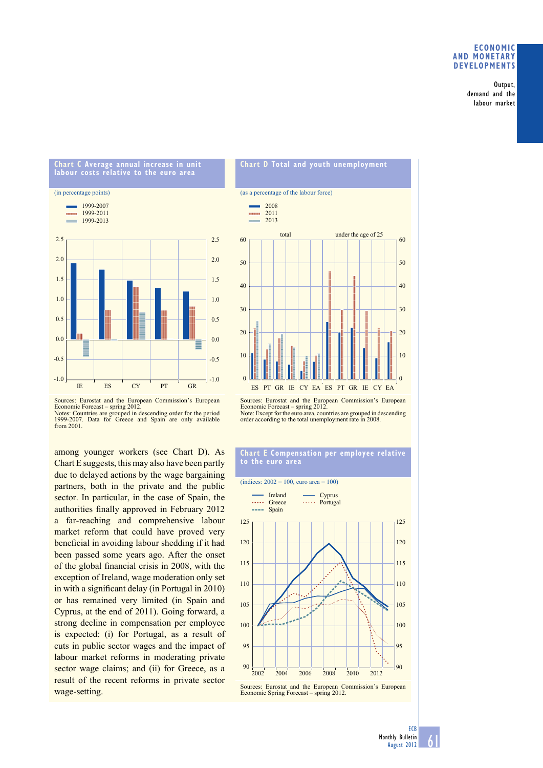**Chart C Average annual increase in unit labour costs relative to the euro area**

(in percentage points)

Sources: Eurostat and the European Commission's European Economic Forecast – spring 2012.
Notes: Countries are grouped in descending order for the period 1999-2007. Data for Greece and Spain are only available from 2001.

**Chart D Total and youth unemployment**

(as a percentage of the labour force)

Sources: Eurostat and the European Commission's European Economic Forecast – spring 2012.
Note: Except for the euro area, countries are grouped in descending order according to the total unemployment rate in 2008.

among younger workers (see Chart D). As Chart E suggests, this may also have been partly due to delayed actions by the wage bargaining partners, both in the private and the public sector. In particular, in the case of Spain, the authorities finally approved in February 2012 a far-reaching and comprehensive labour market reform that could have proved very beneficial in avoiding labour shedding if it had been passed some years ago. After the onset of the global financial crisis in 2008, with the exception of Ireland, wage moderation only set in with a significant delay (in Portugal in 2010) or has remained very limited (in Spain and Cyprus, at the end of 2011). Going forward, a strong decline in compensation per employee is expected: (i) for Portugal, as a result of cuts in public sector wages and the impact of labour market reforms in moderating private sector wage claims; and (ii) for Greece, as a result of the recent reforms in private sector wage-setting.

**Chart E Compensation per employee relative to the euro area**

(indices: 2002 = 100, euro area = 100)

Sources: Eurostat and the European Commission's European Economic Spring Forecast – spring 2012.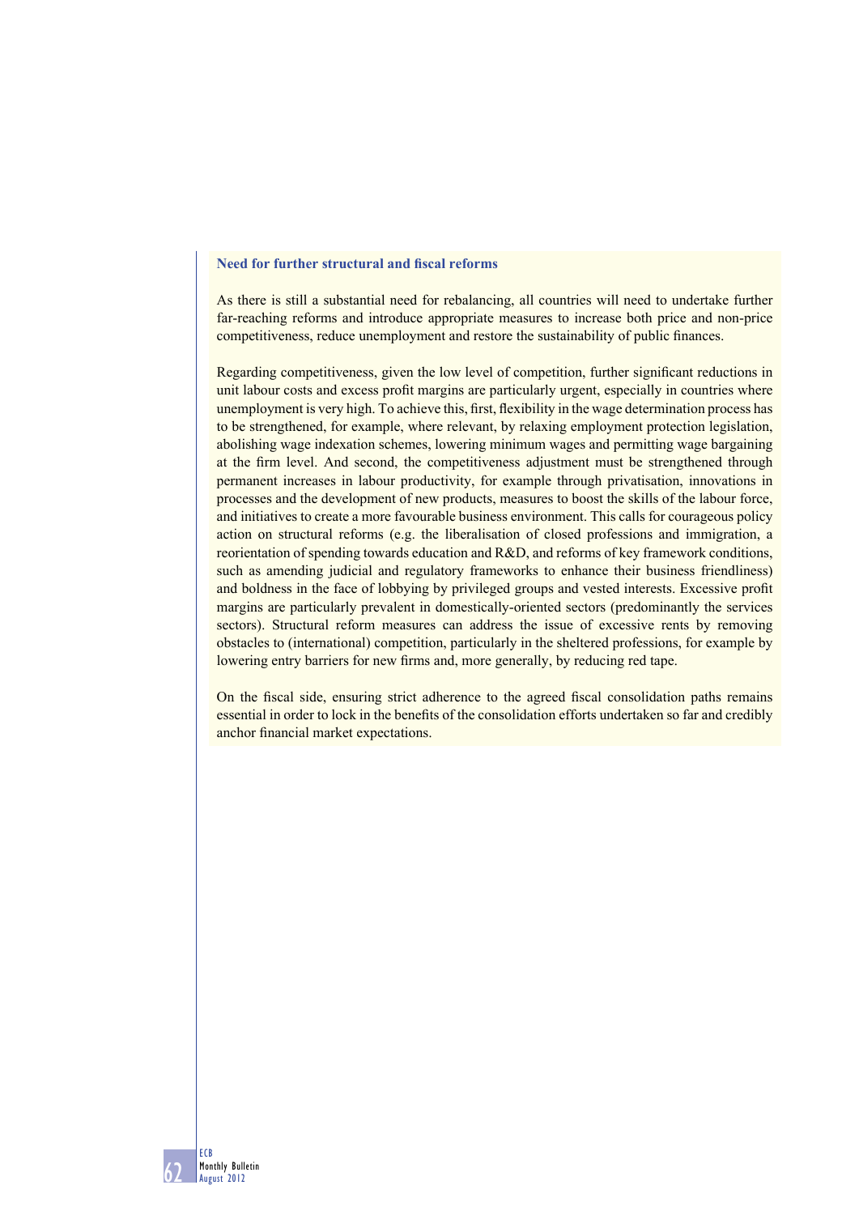**Need for further structural and fiscal reforms**

As there is still a substantial need for rebalancing, all countries will need to undertake further far-reaching reforms and introduce appropriate measures to increase both price and non-price competitiveness, reduce unemployment and restore the sustainability of public finances.

Regarding competitiveness, given the low level of competition, further significant reductions in unit labour costs and excess profit margins are particularly urgent, especially in countries where unemployment is very high. To achieve this, first, flexibility in the wage determination process has to be strengthened, for example, where relevant, by relaxing employment protection legislation, abolishing wage indexation schemes, lowering minimum wages and permitting wage bargaining at the firm level. And second, the competitiveness adjustment must be strengthened through permanent increases in labour productivity, for example through privatisation, innovations in processes and the development of new products, measures to boost the skills of the labour force, and initiatives to create a more favourable business environment. This calls for courageous policy action on structural reforms (e.g. the liberalisation of closed professions and immigration, a reorientation of spending towards education and R&D, and reforms of key framework conditions, such as amending judicial and regulatory frameworks to enhance their business friendliness) and boldness in the face of lobbying by privileged groups and vested interests. Excessive profit margins are particularly prevalent in domestically-oriented sectors (predominantly the services sectors). Structural reform measures can address the issue of excessive rents by removing obstacles to (international) competition, particularly in the sheltered professions, for example by lowering entry barriers for new firms and, more generally, by reducing red tape.

On the fiscal side, ensuring strict adherence to the agreed fiscal consolidation paths remains essential in order to lock in the benefits of the consolidation efforts undertaken so far and credibly anchor financial market expectations.